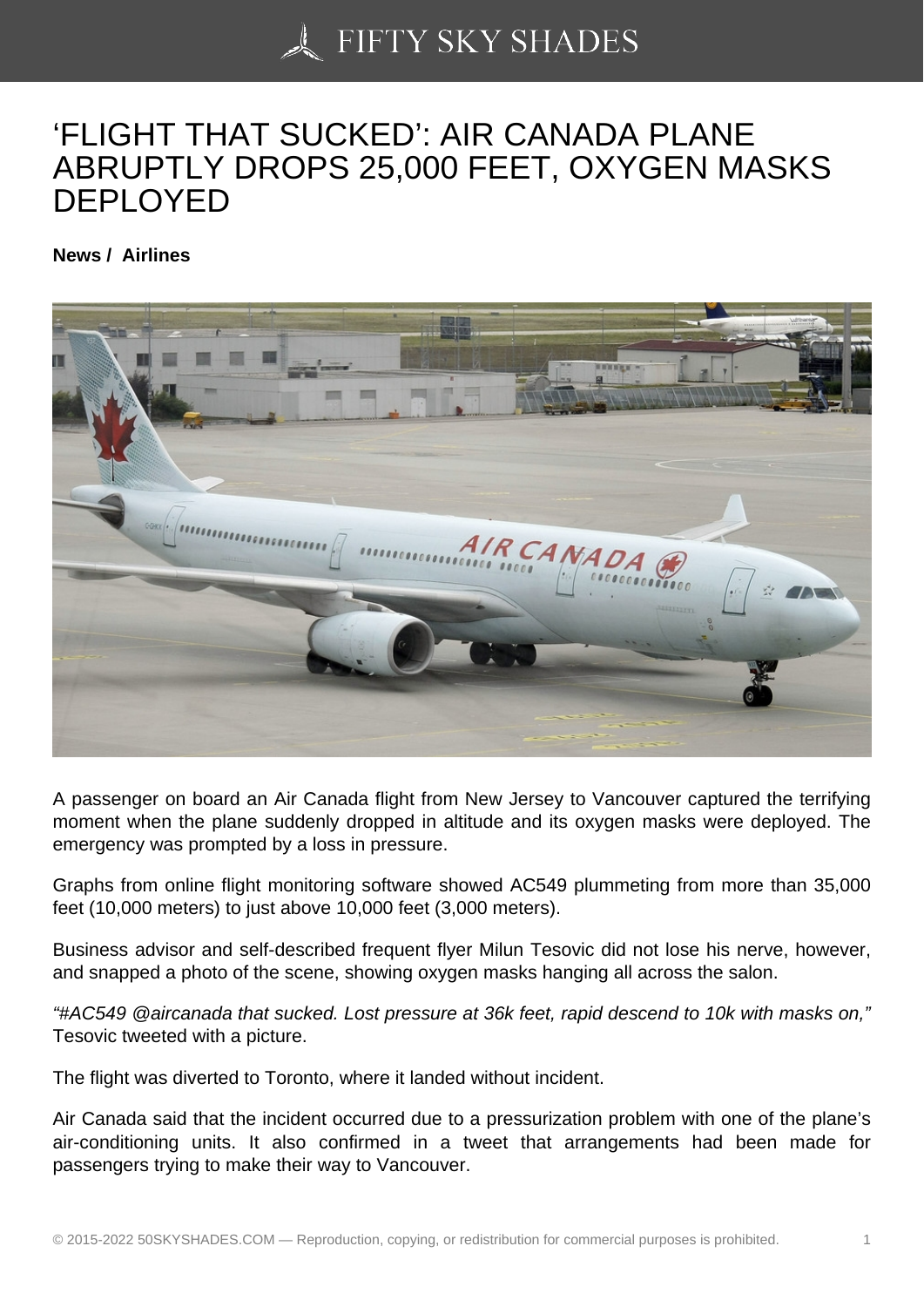# 'FLIGHT THAT SUCKED': AIR CANADA PLANE ABRUPTLY DROPS 25,000 FEET, OXYGEN MASKS DEPLOYED

**News / Airlines**

A passenger on board an Air Canada flight from New Jersey to Vancouver captured the terrifying moment when the plane suddenly dropped in altitude and its oxygen masks were deployed. The emergency was prompted by a loss in pressure.

Graphs from online flight monitoring software showed AC549 plummeting from more than 35,000 feet (10,000 meters) to just above 10,000 feet (3,000 meters).

Business advisor and self-described frequent flyer Milun Tesovic did not lose his nerve, however, and snapped a photo of the scene, showing oxygen masks hanging all across the salon.

*"#AC549 @aircanada that sucked. Lost pressure at 36k feet, rapid descend to 10k with masks on,"* Tesovic tweeted with a picture.

The flight was diverted to Toronto, where it landed without incident.

Air Canada said that the incident occurred due to a pressurization problem with one of the plane's air-conditioning units. It also confirmed in a tweet that arrangements had been made for passengers trying to make their way to Vancouver.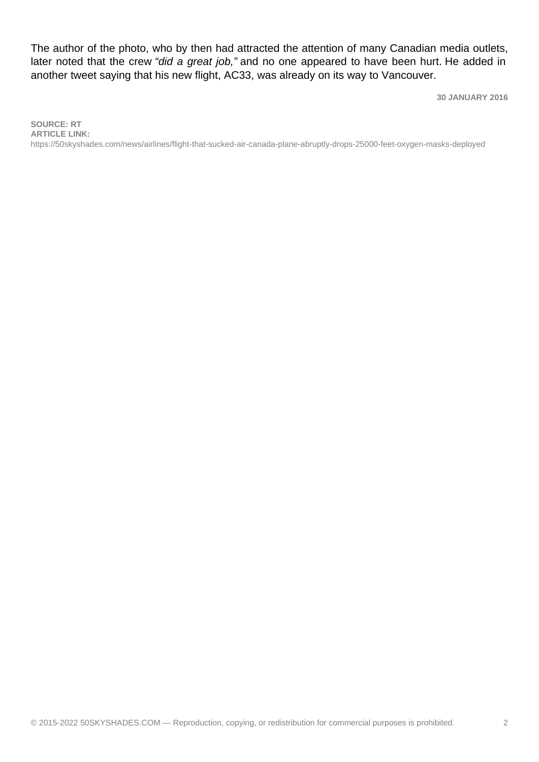The author of the photo, who by then had attracted the attention of many Canadian media outlets, later noted that the crew *"did a great job,"* and no one appeared to have been hurt. He added in another tweet saying that his new flight, AC33, was already on its way to Vancouver.

**30 JANUARY 2016**

**SOURCE: RT**
**ARTICLE LINK:**
https://50skyshades.com/news/airlines/flight-that-sucked-air-canada-plane-abruptly-drops-25000-feet-oxygen-masks-deployed